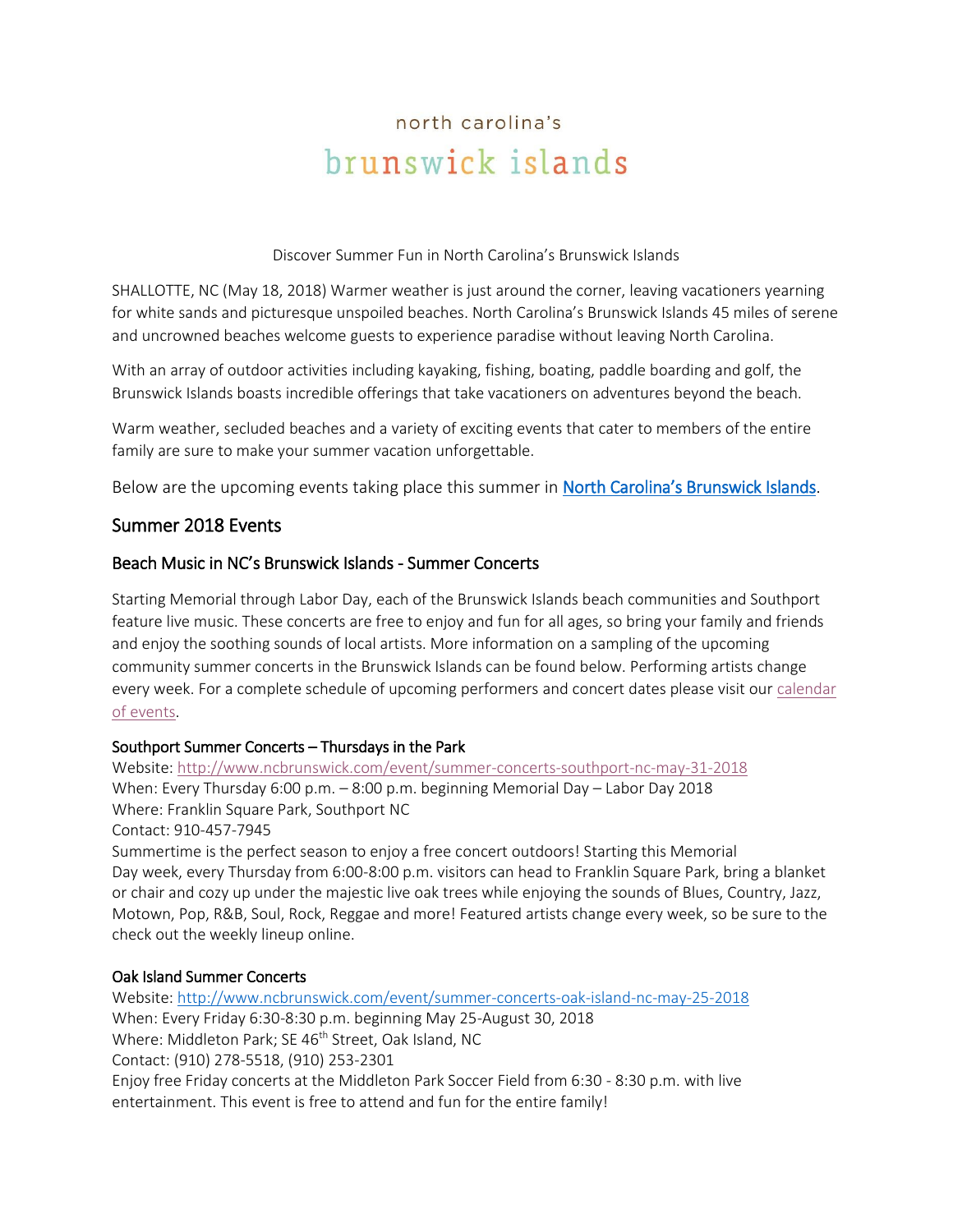north carolina's

# brunswick islands

Discover Summer Fun in North Carolina's Brunswick Islands

SHALLOTTE, NC (May 18, 2018) Warmer weather is just around the corner, leaving vacationers yearning for white sands and picturesque unspoiled beaches. North Carolina's Brunswick Islands 45 miles of serene and uncrowned beaches welcome guests to experience paradise without leaving North Carolina.

With an array of outdoor activities including kayaking, fishing, boating, paddle boarding and golf, the Brunswick Islands boasts incredible offerings that take vacationers on adventures beyond the beach.

Warm weather, secluded beaches and a variety of exciting events that cater to members of the entire family are sure to make your summer vacation unforgettable.

Below are the upcoming events taking place this summer in North Carolina's Brunswick Islands.

## Summer 2018 Events

### Beach Music in NC's Brunswick Islands - Summer Concerts

Starting Memorial through Labor Day, each of the Brunswick Islands beach communities and Southport feature live music. These concerts are free to enjoy and fun for all ages, so bring your family and friends and enjoy the soothing sounds of local artists. More information on a sampling of the upcoming community summer concerts in the Brunswick Islands can be found below. Performing artists change every week. For a complete schedule of upcoming performers and concert dates please visit our calendar of events.

#### Southport Summer Concerts – Thursdays in the Park

Website: http://www.ncbrunswick.com/event/summer-concerts-southport-nc-may-31-2018
When: Every Thursday 6:00 p.m. – 8:00 p.m. beginning Memorial Day – Labor Day 2018
Where: Franklin Square Park, Southport NC
Contact: 910-457-7945
Summertime is the perfect season to enjoy a free concert outdoors! Starting this Memorial Day week, every Thursday from 6:00-8:00 p.m. visitors can head to Franklin Square Park, bring a blanket or chair and cozy up under the majestic live oak trees while enjoying the sounds of Blues, Country, Jazz, Motown, Pop, R&B, Soul, Rock, Reggae and more! Featured artists change every week, so be sure to the check out the weekly lineup online.

#### Oak Island Summer Concerts

Website: http://www.ncbrunswick.com/event/summer-concerts-oak-island-nc-may-25-2018
When: Every Friday 6:30-8:30 p.m. beginning May 25-August 30, 2018
Where: Middleton Park; SE 46th Street, Oak Island, NC
Contact: (910) 278-5518, (910) 253-2301
Enjoy free Friday concerts at the Middleton Park Soccer Field from 6:30 - 8:30 p.m. with live entertainment. This event is free to attend and fun for the entire family!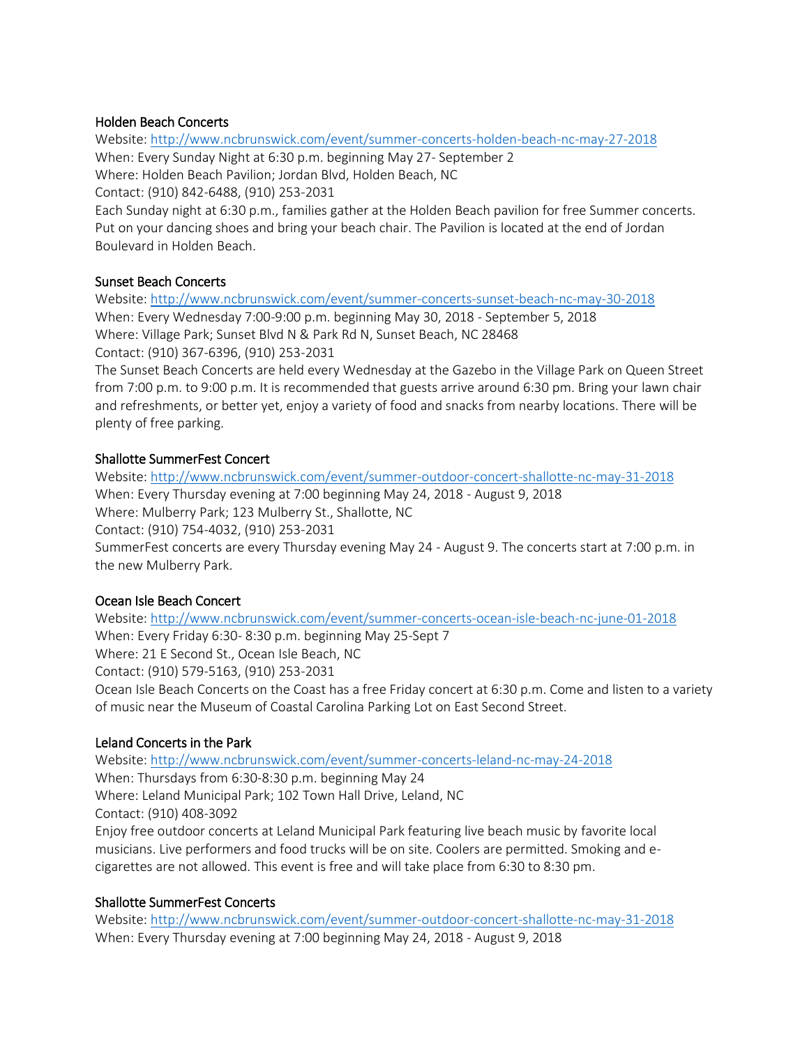### Holden Beach Concerts

Website: http://www.ncbrunswick.com/event/summer-concerts-holden-beach-nc-may-27-2018
When: Every Sunday Night at 6:30 p.m. beginning May 27- September 2
Where: Holden Beach Pavilion; Jordan Blvd, Holden Beach, NC
Contact: (910) 842-6488, (910) 253-2031
Each Sunday night at 6:30 p.m., families gather at the Holden Beach pavilion for free Summer concerts. Put on your dancing shoes and bring your beach chair. The Pavilion is located at the end of Jordan Boulevard in Holden Beach.

### Sunset Beach Concerts

Website: http://www.ncbrunswick.com/event/summer-concerts-sunset-beach-nc-may-30-2018
When: Every Wednesday 7:00-9:00 p.m. beginning May 30, 2018 - September 5, 2018
Where: Village Park; Sunset Blvd N & Park Rd N, Sunset Beach, NC 28468
Contact: (910) 367-6396, (910) 253-2031
The Sunset Beach Concerts are held every Wednesday at the Gazebo in the Village Park on Queen Street from 7:00 p.m. to 9:00 p.m. It is recommended that guests arrive around 6:30 pm. Bring your lawn chair and refreshments, or better yet, enjoy a variety of food and snacks from nearby locations. There will be plenty of free parking.

### Shallotte SummerFest Concert

Website: http://www.ncbrunswick.com/event/summer-outdoor-concert-shallotte-nc-may-31-2018
When: Every Thursday evening at 7:00 beginning May 24, 2018 - August 9, 2018
Where: Mulberry Park; 123 Mulberry St., Shallotte, NC
Contact: (910) 754-4032, (910) 253-2031
SummerFest concerts are every Thursday evening May 24 - August 9. The concerts start at 7:00 p.m. in the new Mulberry Park.

### Ocean Isle Beach Concert

Website: http://www.ncbrunswick.com/event/summer-concerts-ocean-isle-beach-nc-june-01-2018
When: Every Friday 6:30- 8:30 p.m. beginning May 25-Sept 7
Where: 21 E Second St., Ocean Isle Beach, NC
Contact: (910) 579-5163, (910) 253-2031
Ocean Isle Beach Concerts on the Coast has a free Friday concert at 6:30 p.m. Come and listen to a variety of music near the Museum of Coastal Carolina Parking Lot on East Second Street.

### Leland Concerts in the Park

Website: http://www.ncbrunswick.com/event/summer-concerts-leland-nc-may-24-2018
When: Thursdays from 6:30-8:30 p.m. beginning May 24
Where: Leland Municipal Park; 102 Town Hall Drive, Leland, NC
Contact: (910) 408-3092
Enjoy free outdoor concerts at Leland Municipal Park featuring live beach music by favorite local musicians. Live performers and food trucks will be on site. Coolers are permitted. Smoking and e-cigarettes are not allowed. This event is free and will take place from 6:30 to 8:30 pm.

### Shallotte SummerFest Concerts

Website: http://www.ncbrunswick.com/event/summer-outdoor-concert-shallotte-nc-may-31-2018
When: Every Thursday evening at 7:00 beginning May 24, 2018 - August 9, 2018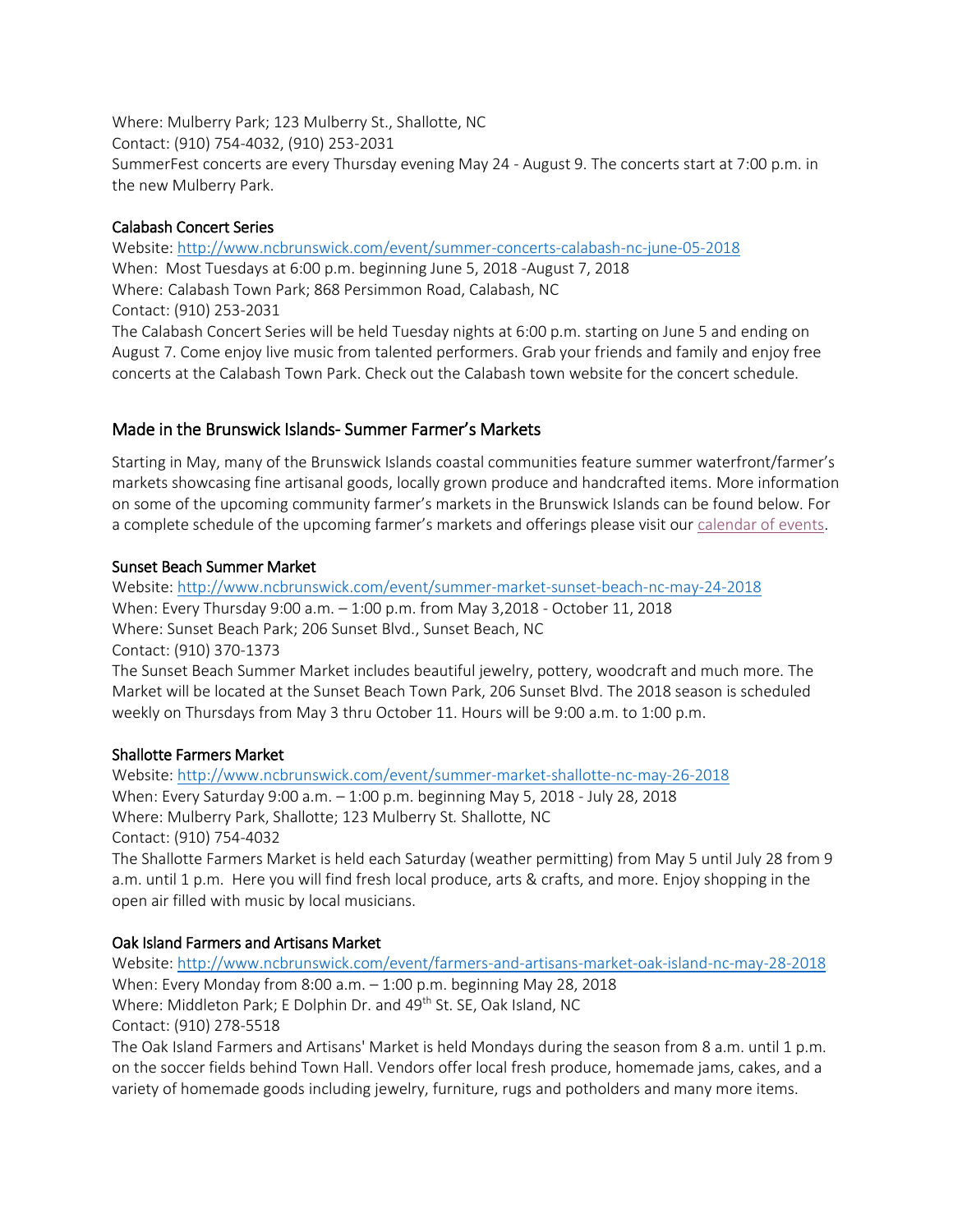Where: Mulberry Park; 123 Mulberry St., Shallotte, NC
Contact: (910) 754-4032, (910) 253-2031
SummerFest concerts are every Thursday evening May 24 - August 9. The concerts start at 7:00 p.m. in the new Mulberry Park.

### Calabash Concert Series

Website: http://www.ncbrunswick.com/event/summer-concerts-calabash-nc-june-05-2018
When: Most Tuesdays at 6:00 p.m. beginning June 5, 2018 -August 7, 2018
Where: Calabash Town Park; 868 Persimmon Road, Calabash, NC
Contact: (910) 253-2031
The Calabash Concert Series will be held Tuesday nights at 6:00 p.m. starting on June 5 and ending on August 7. Come enjoy live music from talented performers. Grab your friends and family and enjoy free concerts at the Calabash Town Park. Check out the Calabash town website for the concert schedule.

## Made in the Brunswick Islands- Summer Farmer's Markets

Starting in May, many of the Brunswick Islands coastal communities feature summer waterfront/farmer's markets showcasing fine artisanal goods, locally grown produce and handcrafted items. More information on some of the upcoming community farmer's markets in the Brunswick Islands can be found below. For a complete schedule of the upcoming farmer's markets and offerings please visit our calendar of events.

### Sunset Beach Summer Market

Website: http://www.ncbrunswick.com/event/summer-market-sunset-beach-nc-may-24-2018
When: Every Thursday 9:00 a.m. – 1:00 p.m. from May 3,2018 - October 11, 2018
Where: Sunset Beach Park; 206 Sunset Blvd., Sunset Beach, NC
Contact: (910) 370-1373
The Sunset Beach Summer Market includes beautiful jewelry, pottery, woodcraft and much more. The Market will be located at the Sunset Beach Town Park, 206 Sunset Blvd. The 2018 season is scheduled weekly on Thursdays from May 3 thru October 11. Hours will be 9:00 a.m. to 1:00 p.m.

### Shallotte Farmers Market

Website: http://www.ncbrunswick.com/event/summer-market-shallotte-nc-may-26-2018
When: Every Saturday 9:00 a.m. – 1:00 p.m. beginning May 5, 2018 - July 28, 2018
Where: Mulberry Park, Shallotte; 123 Mulberry St. Shallotte, NC
Contact: (910) 754-4032
The Shallotte Farmers Market is held each Saturday (weather permitting) from May 5 until July 28 from 9 a.m. until 1 p.m. Here you will find fresh local produce, arts & crafts, and more. Enjoy shopping in the open air filled with music by local musicians.

### Oak Island Farmers and Artisans Market

Website: http://www.ncbrunswick.com/event/farmers-and-artisans-market-oak-island-nc-may-28-2018
When: Every Monday from 8:00 a.m. – 1:00 p.m. beginning May 28, 2018
Where: Middleton Park; E Dolphin Dr. and 49th St. SE, Oak Island, NC
Contact: (910) 278-5518
The Oak Island Farmers and Artisans' Market is held Mondays during the season from 8 a.m. until 1 p.m. on the soccer fields behind Town Hall. Vendors offer local fresh produce, homemade jams, cakes, and a variety of homemade goods including jewelry, furniture, rugs and potholders and many more items.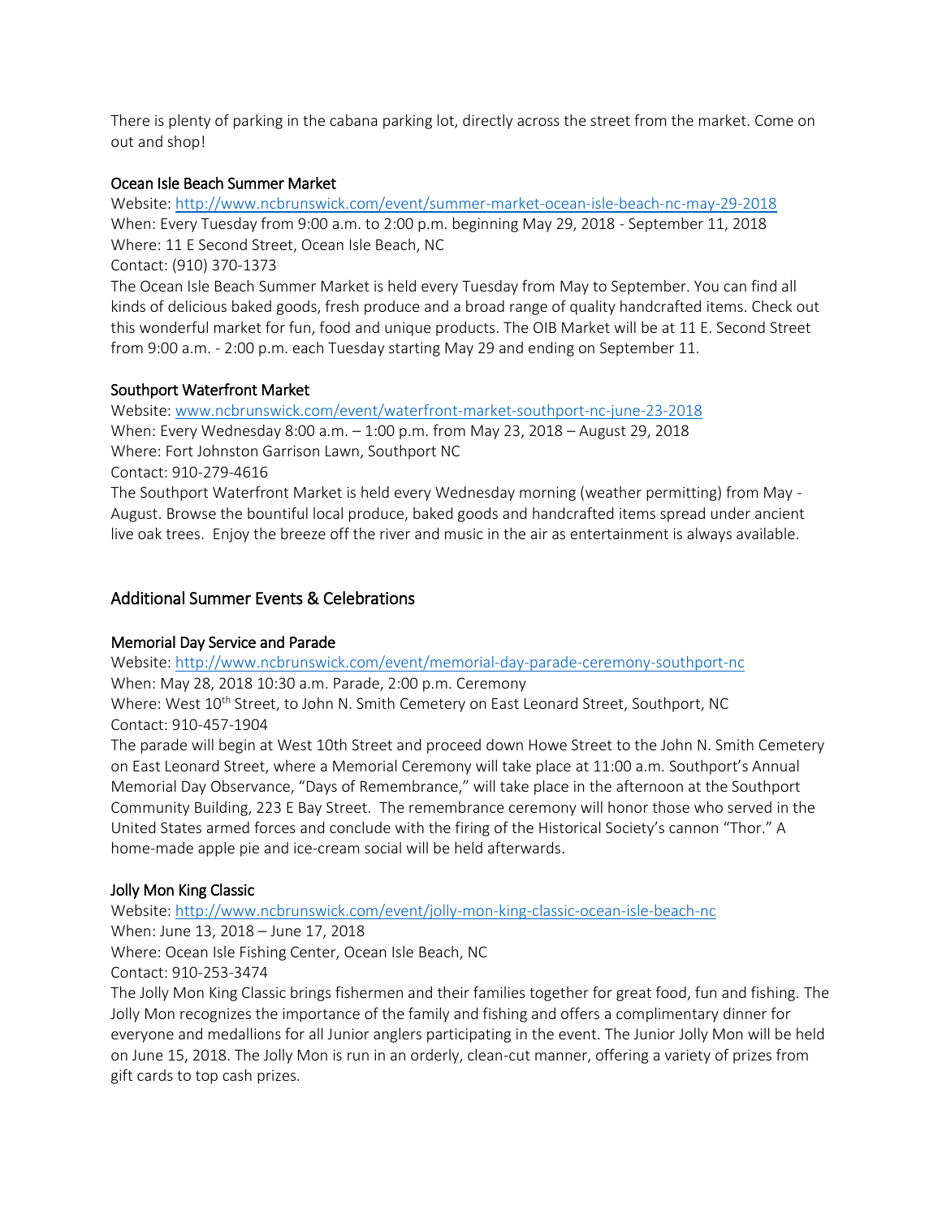There is plenty of parking in the cabana parking lot, directly across the street from the market. Come on out and shop!

### Ocean Isle Beach Summer Market

Website: [http://www.ncbrunswick.com/event/summer-market-ocean-isle-beach-nc-may-29-2018](http://www.ncbrunswick.com/event/summer-market-ocean-isle-beach-nc-may-29-2018)
When: Every Tuesday from 9:00 a.m. to 2:00 p.m. beginning May 29, 2018 - September 11, 2018
Where: 11 E Second Street, Ocean Isle Beach, NC
Contact: (910) 370-1373
The Ocean Isle Beach Summer Market is held every Tuesday from May to September. You can find all kinds of delicious baked goods, fresh produce and a broad range of quality handcrafted items. Check out this wonderful market for fun, food and unique products. The OIB Market will be at 11 E. Second Street from 9:00 a.m. - 2:00 p.m. each Tuesday starting May 29 and ending on September 11.

### Southport Waterfront Market

Website: [www.ncbrunswick.com/event/waterfront-market-southport-nc-june-23-2018](www.ncbrunswick.com/event/waterfront-market-southport-nc-june-23-2018)
When: Every Wednesday 8:00 a.m. – 1:00 p.m. from May 23, 2018 – August 29, 2018
Where: Fort Johnston Garrison Lawn, Southport NC
Contact: 910-279-4616
The Southport Waterfront Market is held every Wednesday morning (weather permitting) from May - August. Browse the bountiful local produce, baked goods and handcrafted items spread under ancient live oak trees. Enjoy the breeze off the river and music in the air as entertainment is always available.

## Additional Summer Events & Celebrations

### Memorial Day Service and Parade

Website: [http://www.ncbrunswick.com/event/memorial-day-parade-ceremony-southport-nc](http://www.ncbrunswick.com/event/memorial-day-parade-ceremony-southport-nc)
When: May 28, 2018 10:30 a.m. Parade, 2:00 p.m. Ceremony
Where: West 10th Street, to John N. Smith Cemetery on East Leonard Street, Southport, NC
Contact: 910-457-1904
The parade will begin at West 10th Street and proceed down Howe Street to the John N. Smith Cemetery on East Leonard Street, where a Memorial Ceremony will take place at 11:00 a.m. Southport's Annual Memorial Day Observance, "Days of Remembrance," will take place in the afternoon at the Southport Community Building, 223 E Bay Street. The remembrance ceremony will honor those who served in the United States armed forces and conclude with the firing of the Historical Society's cannon "Thor." A home-made apple pie and ice-cream social will be held afterwards.

### Jolly Mon King Classic

Website: [http://www.ncbrunswick.com/event/jolly-mon-king-classic-ocean-isle-beach-nc](http://www.ncbrunswick.com/event/jolly-mon-king-classic-ocean-isle-beach-nc)
When: June 13, 2018 – June 17, 2018
Where: Ocean Isle Fishing Center, Ocean Isle Beach, NC
Contact: 910-253-3474
The Jolly Mon King Classic brings fishermen and their families together for great food, fun and fishing. The Jolly Mon recognizes the importance of the family and fishing and offers a complimentary dinner for everyone and medallions for all Junior anglers participating in the event. The Junior Jolly Mon will be held on June 15, 2018. The Jolly Mon is run in an orderly, clean-cut manner, offering a variety of prizes from gift cards to top cash prizes.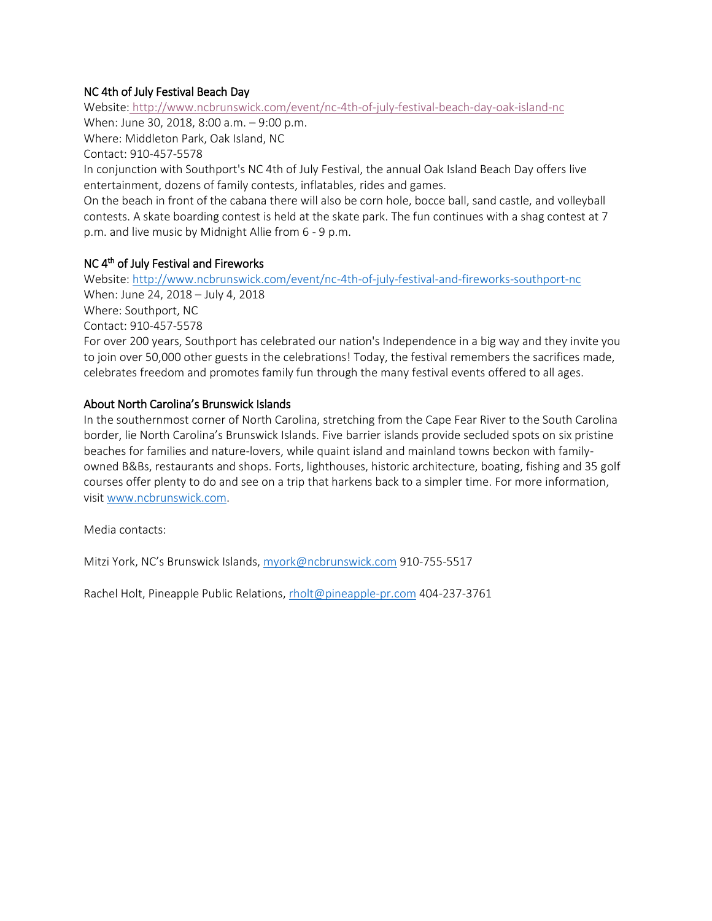### NC 4th of July Festival Beach Day

Website: http://www.ncbrunswick.com/event/nc-4th-of-july-festival-beach-day-oak-island-nc
When: June 30, 2018, 8:00 a.m. – 9:00 p.m.
Where: Middleton Park, Oak Island, NC
Contact: 910-457-5578
In conjunction with Southport's NC 4th of July Festival, the annual Oak Island Beach Day offers live entertainment, dozens of family contests, inflatables, rides and games.
On the beach in front of the cabana there will also be corn hole, bocce ball, sand castle, and volleyball contests. A skate boarding contest is held at the skate park. The fun continues with a shag contest at 7 p.m. and live music by Midnight Allie from 6 - 9 p.m.

### NC 4th of July Festival and Fireworks

Website: http://www.ncbrunswick.com/event/nc-4th-of-july-festival-and-fireworks-southport-nc
When: June 24, 2018 – July 4, 2018
Where: Southport, NC
Contact: 910-457-5578
For over 200 years, Southport has celebrated our nation's Independence in a big way and they invite you to join over 50,000 other guests in the celebrations! Today, the festival remembers the sacrifices made, celebrates freedom and promotes family fun through the many festival events offered to all ages.

### About North Carolina's Brunswick Islands

In the southernmost corner of North Carolina, stretching from the Cape Fear River to the South Carolina border, lie North Carolina's Brunswick Islands. Five barrier islands provide secluded spots on six pristine beaches for families and nature-lovers, while quaint island and mainland towns beckon with family-owned B&Bs, restaurants and shops. Forts, lighthouses, historic architecture, boating, fishing and 35 golf courses offer plenty to do and see on a trip that harkens back to a simpler time. For more information, visit www.ncbrunswick.com.

Media contacts:

Mitzi York, NC's Brunswick Islands, myork@ncbrunswick.com 910-755-5517

Rachel Holt, Pineapple Public Relations, rholt@pineapple-pr.com 404-237-3761